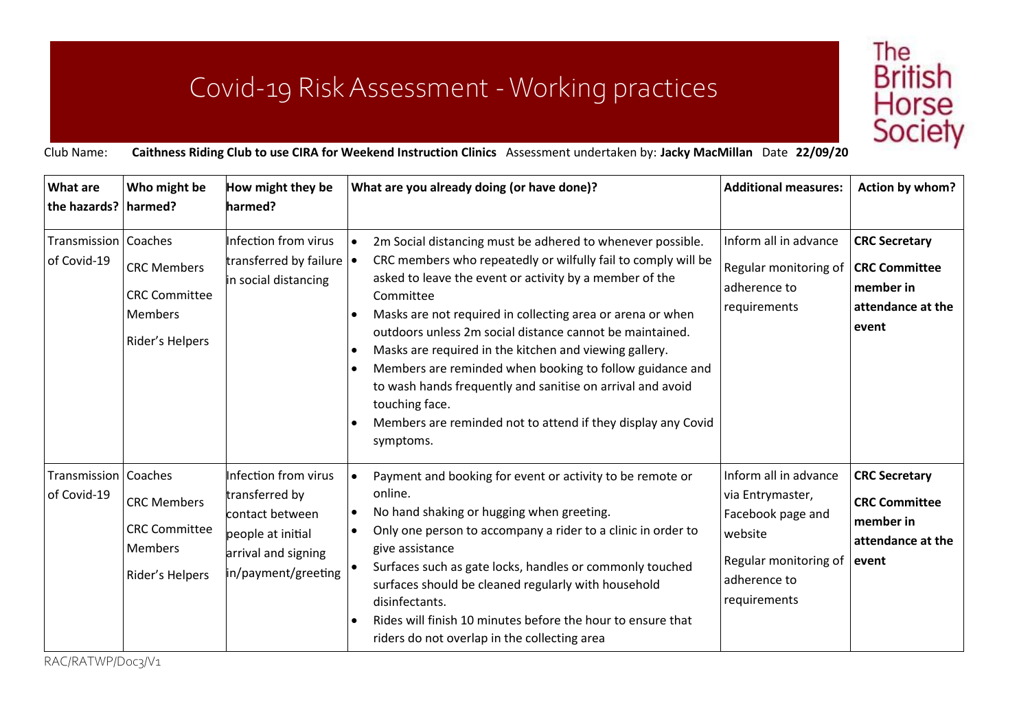# Covid-19 Risk Assessment - Working practices

The British Horse Society

Club Name: **Caithness Riding Club to use CIRA for Weekend Instruction Clinics** Assessment undertaken by: **Jacky MacMillan** Date **22/09/20**

| What are the hazards? | Who might be harmed? | How might they be harmed? | What are you already doing (or have done)? | Additional measures: | Action by whom? |
|---|---|---|---|---|---|
| Transmission of Covid-19 | Coaches<br>CRC Members<br>CRC Committee Members<br>Rider's Helpers | Infection from virus transferred by failure in social distancing | • 2m Social distancing must be adhered to whenever possible.<br>• CRC members who repeatedly or wilfully fail to comply will be asked to leave the event or activity by a member of the Committee<br>• Masks are not required in collecting area or arena or when outdoors unless 2m social distance cannot be maintained.<br>• Masks are required in the kitchen and viewing gallery.<br>• Members are reminded when booking to follow guidance and to wash hands frequently and sanitise on arrival and avoid touching face.<br>• Members are reminded not to attend if they display any Covid symptoms. | Inform all in advance<br>Regular monitoring of adherence to requirements | **CRC Secretary**<br>**CRC Committee member in attendance at the event** |
| Transmission of Covid-19 | Coaches<br>CRC Members<br>CRC Committee Members<br>Rider's Helpers | Infection from virus transferred by contact between people at initial arrival and signing in/payment/greeting | • Payment and booking for event or activity to be remote or online.<br>• No hand shaking or hugging when greeting.<br>• Only one person to accompany a rider to a clinic in order to give assistance<br>• Surfaces such as gate locks, handles or commonly touched surfaces should be cleaned regularly with household disinfectants.<br>• Rides will finish 10 minutes before the hour to ensure that riders do not overlap in the collecting area | Inform all in advance via Entrymaster, Facebook page and website<br>Regular monitoring of adherence to requirements | **CRC Secretary**<br>**CRC Committee member in attendance at the event** |

RAC/RATWP/Doc3/V1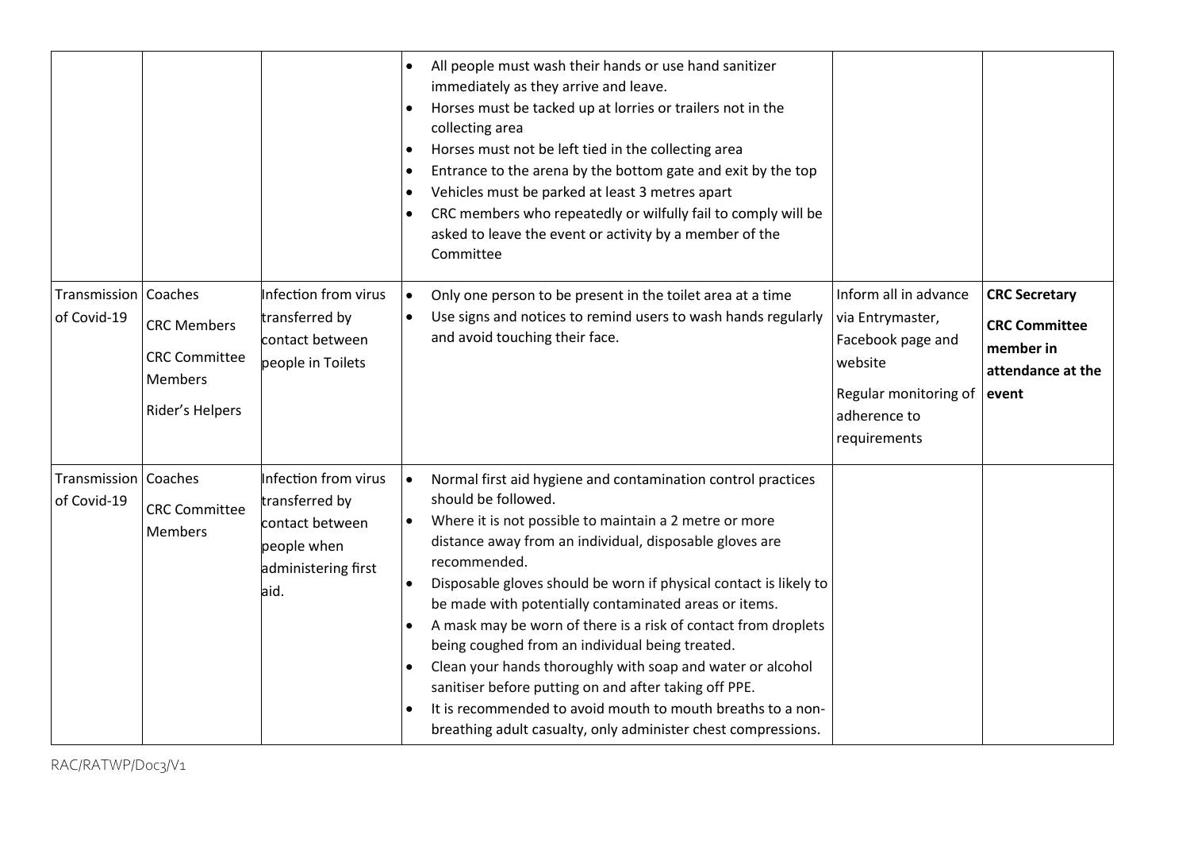| | | | | | |
|---|---|---|---|---|---|
| | | | • All people must wash their hands or use hand sanitizer immediately as they arrive and leave.<br>• Horses must be tacked up at lorries or trailers not in the collecting area<br>• Horses must not be left tied in the collecting area<br>• Entrance to the arena by the bottom gate and exit by the top<br>• Vehicles must be parked at least 3 metres apart<br>• CRC members who repeatedly or wilfully fail to comply will be asked to leave the event or activity by a member of the Committee | | |
| Transmission of Covid-19 | Coaches<br>CRC Members<br>CRC Committee Members<br>Rider's Helpers | Infection from virus transferred by contact between people in Toilets | • Only one person to be present in the toilet area at a time<br>• Use signs and notices to remind users to wash hands regularly and avoid touching their face. | Inform all in advance via Entrymaster, Facebook page and website<br>Regular monitoring of adherence to requirements | **CRC Secretary**<br>**CRC Committee member in attendance at the event** |
| Transmission of Covid-19 | Coaches<br>CRC Committee Members | Infection from virus transferred by contact between people when administering first aid. | • Normal first aid hygiene and contamination control practices should be followed.<br>• Where it is not possible to maintain a 2 metre or more distance away from an individual, disposable gloves are recommended.<br>• Disposable gloves should be worn if physical contact is likely to be made with potentially contaminated areas or items.<br>• A mask may be worn of there is a risk of contact from droplets being coughed from an individual being treated.<br>• Clean your hands thoroughly with soap and water or alcohol sanitiser before putting on and after taking off PPE.<br>• It is recommended to avoid mouth to mouth breaths to a non-breathing adult casualty, only administer chest compressions. | | |

RAC/RATWP/Doc3/V1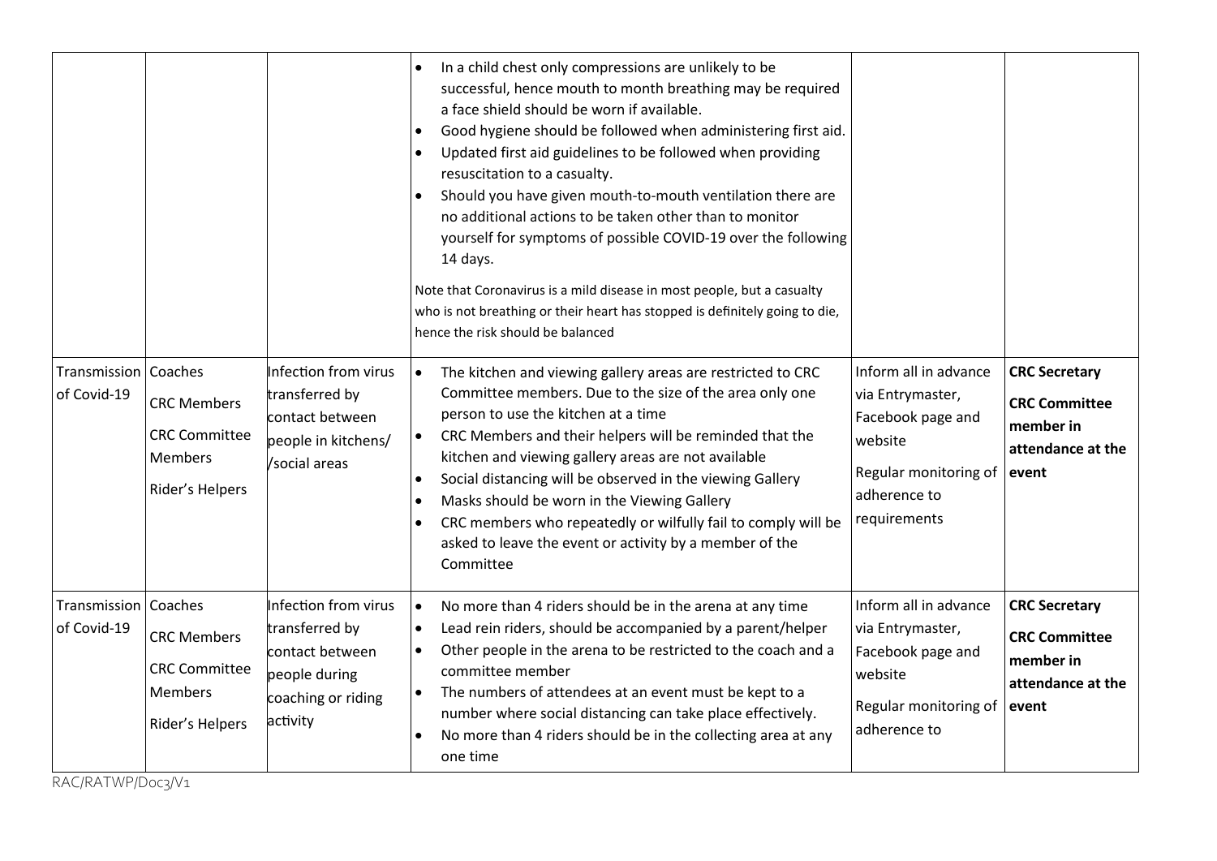| | | | | | |
|---|---|---|---|---|---|
| | | | • In a child chest only compressions are unlikely to be successful, hence mouth to month breathing may be required a face shield should be worn if available.<br>• Good hygiene should be followed when administering first aid.<br>• Updated first aid guidelines to be followed when providing resuscitation to a casualty.<br>• Should you have given mouth-to-mouth ventilation there are no additional actions to be taken other than to monitor yourself for symptoms of possible COVID-19 over the following 14 days.<br><br>Note that Coronavirus is a mild disease in most people, but a casualty who is not breathing or their heart has stopped is definitely going to die, hence the risk should be balanced | | |
| Transmission of Covid-19 | Coaches<br><br>CRC Members<br><br>CRC Committee Members<br><br>Rider's Helpers | Infection from virus transferred by contact between people in kitchens/ /social areas | • The kitchen and viewing gallery areas are restricted to CRC Committee members. Due to the size of the area only one person to use the kitchen at a time<br>• CRC Members and their helpers will be reminded that the kitchen and viewing gallery areas are not available<br>• Social distancing will be observed in the viewing Gallery<br>• Masks should be worn in the Viewing Gallery<br>• CRC members who repeatedly or wilfully fail to comply will be asked to leave the event or activity by a member of the Committee | Inform all in advance via Entrymaster, Facebook page and website<br><br>Regular monitoring of adherence to requirements | **CRC Secretary**<br><br>**CRC Committee member in attendance at the event** |
| Transmission of Covid-19 | Coaches<br><br>CRC Members<br><br>CRC Committee Members<br><br>Rider's Helpers | Infection from virus transferred by contact between people during coaching or riding activity | • No more than 4 riders should be in the arena at any time<br>• Lead rein riders, should be accompanied by a parent/helper<br>• Other people in the arena to be restricted to the coach and a committee member<br>• The numbers of attendees at an event must be kept to a number where social distancing can take place effectively.<br>• No more than 4 riders should be in the collecting area at any one time | Inform all in advance via Entrymaster, Facebook page and website<br><br>Regular monitoring of adherence to | **CRC Secretary**<br><br>**CRC Committee member in attendance at the event** |

RAC/RATWP/Doc3/V1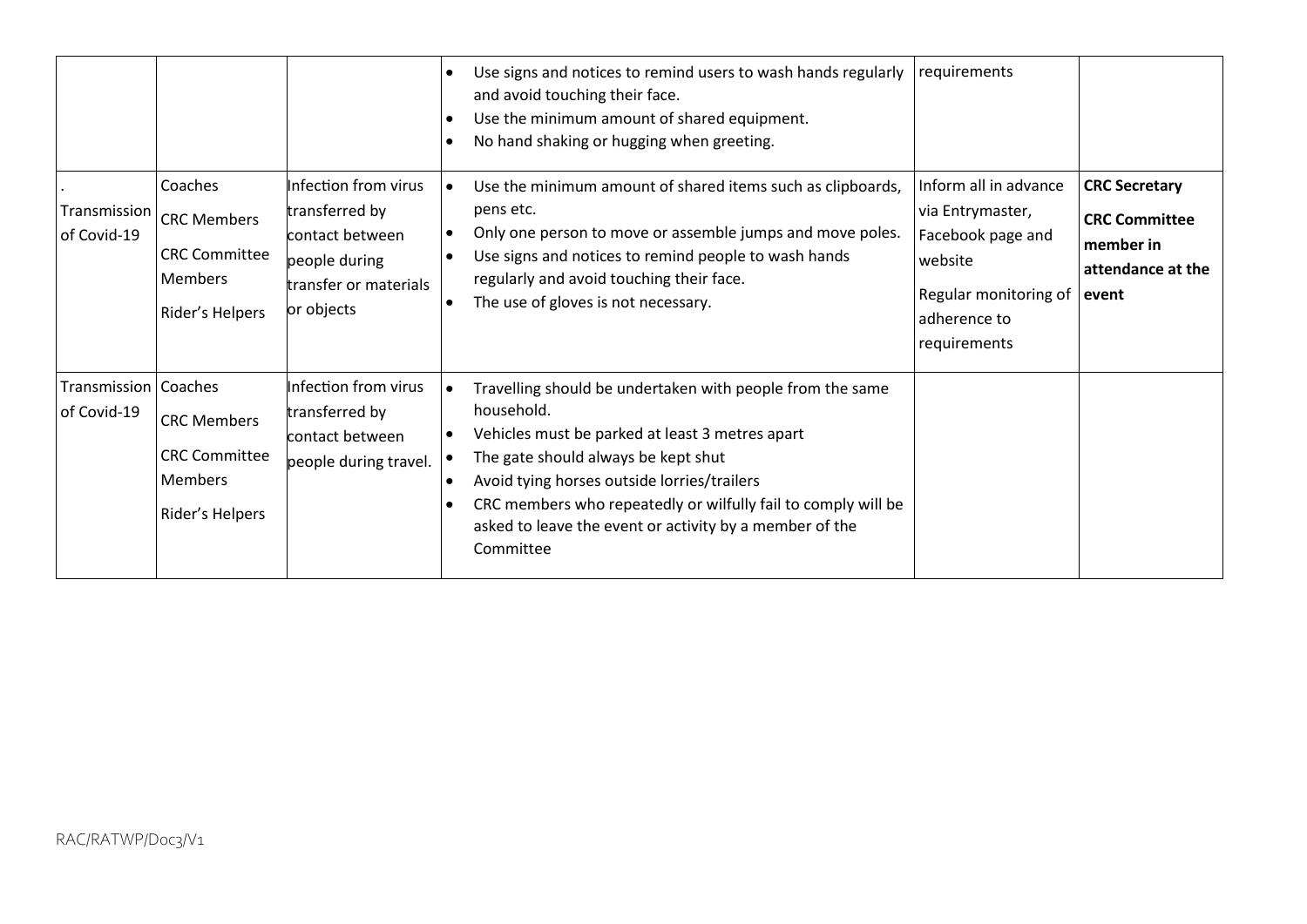| | | | | | |
|---|---|---|---|---|---|
| | | | • Use signs and notices to remind users to wash hands regularly and avoid touching their face.<br>• Use the minimum amount of shared equipment.<br>• No hand shaking or hugging when greeting. | requirements | |
| . Transmission of Covid-19 | Coaches<br>CRC Members<br>CRC Committee Members<br>Rider's Helpers | Infection from virus transferred by contact between people during transfer or materials or objects | • Use the minimum amount of shared items such as clipboards, pens etc.<br>• Only one person to move or assemble jumps and move poles.<br>• Use signs and notices to remind people to wash hands regularly and avoid touching their face.<br>• The use of gloves is not necessary. | Inform all in advance via Entrymaster, Facebook page and website<br>Regular monitoring of adherence to requirements | **CRC Secretary**<br>**CRC Committee member in attendance at the event** |
| Transmission of Covid-19 | Coaches<br>CRC Members<br>CRC Committee Members<br>Rider's Helpers | Infection from virus transferred by contact between people during travel. | • Travelling should be undertaken with people from the same household.<br>• Vehicles must be parked at least 3 metres apart<br>• The gate should always be kept shut<br>• Avoid tying horses outside lorries/trailers<br>• CRC members who repeatedly or wilfully fail to comply will be asked to leave the event or activity by a member of the Committee | | |

RAC/RATWP/Doc3/V1